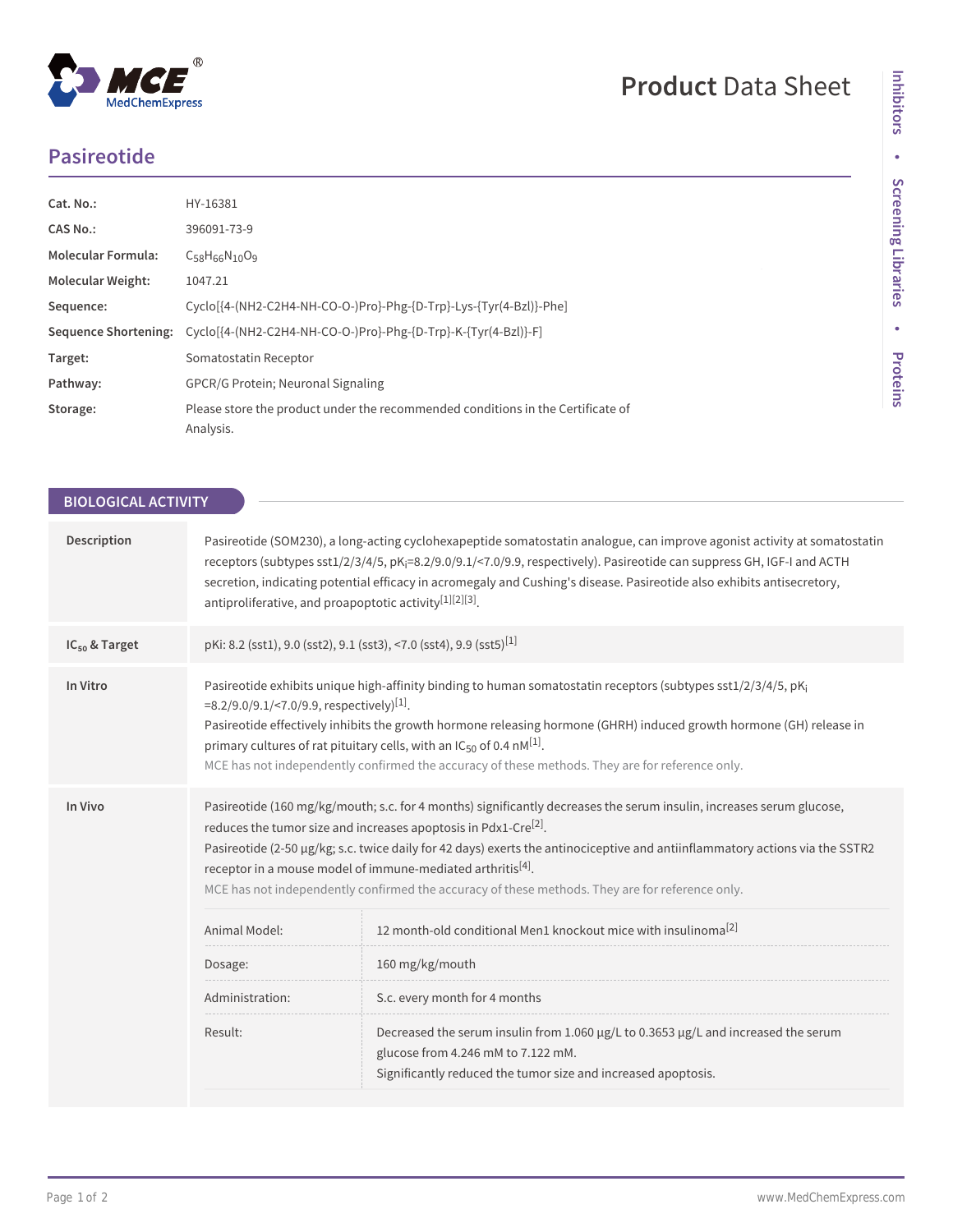# Pasireotide

| | |
|---|---|
| **Cat. No.:** | HY-16381 |
| **CAS No.:** | 396091-73-9 |
| **Molecular Formula:** | $C_{58}H_{66}N_{10}O_9$ |
| **Molecular Weight:** | 1047.21 |
| **Sequence:** | Cyclo[{4-(NH2-C2H4-NH-CO-O-)Pro}-Phg-{D-Trp}-Lys-{Tyr(4-Bzl)}-Phe] |
| **Sequence Shortening:** | Cyclo[{4-(NH2-C2H4-NH-CO-O-)Pro}-Phg-{D-Trp}-K-{Tyr(4-Bzl)}-F] |
| **Target:** | Somatostatin Receptor |
| **Pathway:** | GPCR/G Protein; Neuronal Signaling |
| **Storage:** | Please store the product under the recommended conditions in the Certificate of Analysis. |

## BIOLOGICAL ACTIVITY

**Description**

Pasireotide (SOM230), a long-acting cyclohexapeptide somatostatin analogue, can improve agonist activity at somatostatin receptors (subtypes sst1/2/3/4/5, $pK_i$=8.2/9.0/9.1/<7.0/9.9, respectively). Pasireotide can suppress GH, IGF-I and ACTH secretion, indicating potential efficacy in acromegaly and Cushing's disease. Pasireotide also exhibits antisecretory, antiproliferative, and proapoptotic activity[1][2][3].

**$IC_{50}$ & Target**

pKi: 8.2 (sst1), 9.0 (sst2), 9.1 (sst3), <7.0 (sst4), 9.9 (sst5)[1]

**In Vitro**

Pasireotide exhibits unique high-affinity binding to human somatostatin receptors (subtypes sst1/2/3/4/5, $pK_i$ =8.2/9.0/9.1/<7.0/9.9, respectively)[1].

Pasireotide effectively inhibits the growth hormone releasing hormone (GHRH) induced growth hormone (GH) release in primary cultures of rat pituitary cells, with an $IC_{50}$ of 0.4 nM[1].

MCE has not independently confirmed the accuracy of these methods. They are for reference only.

**In Vivo**

Pasireotide (160 mg/kg/mouth; s.c. for 4 months) significantly decreases the serum insulin, increases serum glucose, reduces the tumor size and increases apoptosis in Pdx1-Cre[2].

Pasireotide (2-50 μg/kg; s.c. twice daily for 42 days) exerts the antinociceptive and antiinflammatory actions via the SSTR2 receptor in a mouse model of immune-mediated arthritis[4].

MCE has not independently confirmed the accuracy of these methods. They are for reference only.

| | |
|---|---|
| Animal Model: | 12 month-old conditional Men1 knockout mice with insulinoma[2] |
| Dosage: | 160 mg/kg/mouth |
| Administration: | S.c. every month for 4 months |
| Result: | Decreased the serum insulin from 1.060 μg/L to 0.3653 μg/L and increased the serum glucose from 4.246 mM to 7.122 mM.<br>Significantly reduced the tumor size and increased apoptosis. |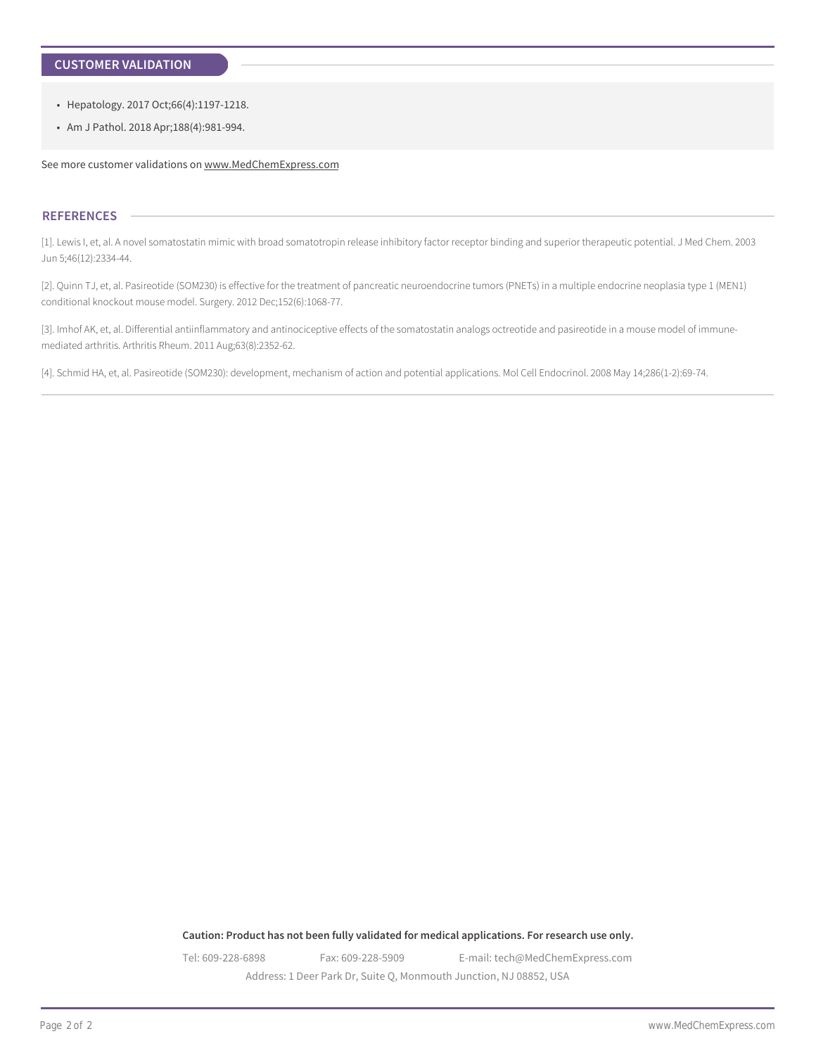## CUSTOMER VALIDATION

- Hepatology. 2017 Oct;66(4):1197-1218.
- Am J Pathol. 2018 Apr;188(4):981-994.

See more customer validations on www.MedChemExpress.com

## REFERENCES

[1]. Lewis I, et, al. A novel somatostatin mimic with broad somatotropin release inhibitory factor receptor binding and superior therapeutic potential. J Med Chem. 2003 Jun 5;46(12):2334-44.

[2]. Quinn TJ, et, al. Pasireotide (SOM230) is effective for the treatment of pancreatic neuroendocrine tumors (PNETs) in a multiple endocrine neoplasia type 1 (MEN1) conditional knockout mouse model. Surgery. 2012 Dec;152(6):1068-77.

[3]. Imhof AK, et, al. Differential antiinflammatory and antinociceptive effects of the somatostatin analogs octreotide and pasireotide in a mouse model of immune-mediated arthritis. Arthritis Rheum. 2011 Aug;63(8):2352-62.

[4]. Schmid HA, et, al. Pasireotide (SOM230): development, mechanism of action and potential applications. Mol Cell Endocrinol. 2008 May 14;286(1-2):69-74.

**Caution: Product has not been fully validated for medical applications. For research use only.**

Tel: 609-228-6898 Fax: 609-228-5909 E-mail: tech@MedChemExpress.com

Address: 1 Deer Park Dr, Suite Q, Monmouth Junction, NJ 08852, USA